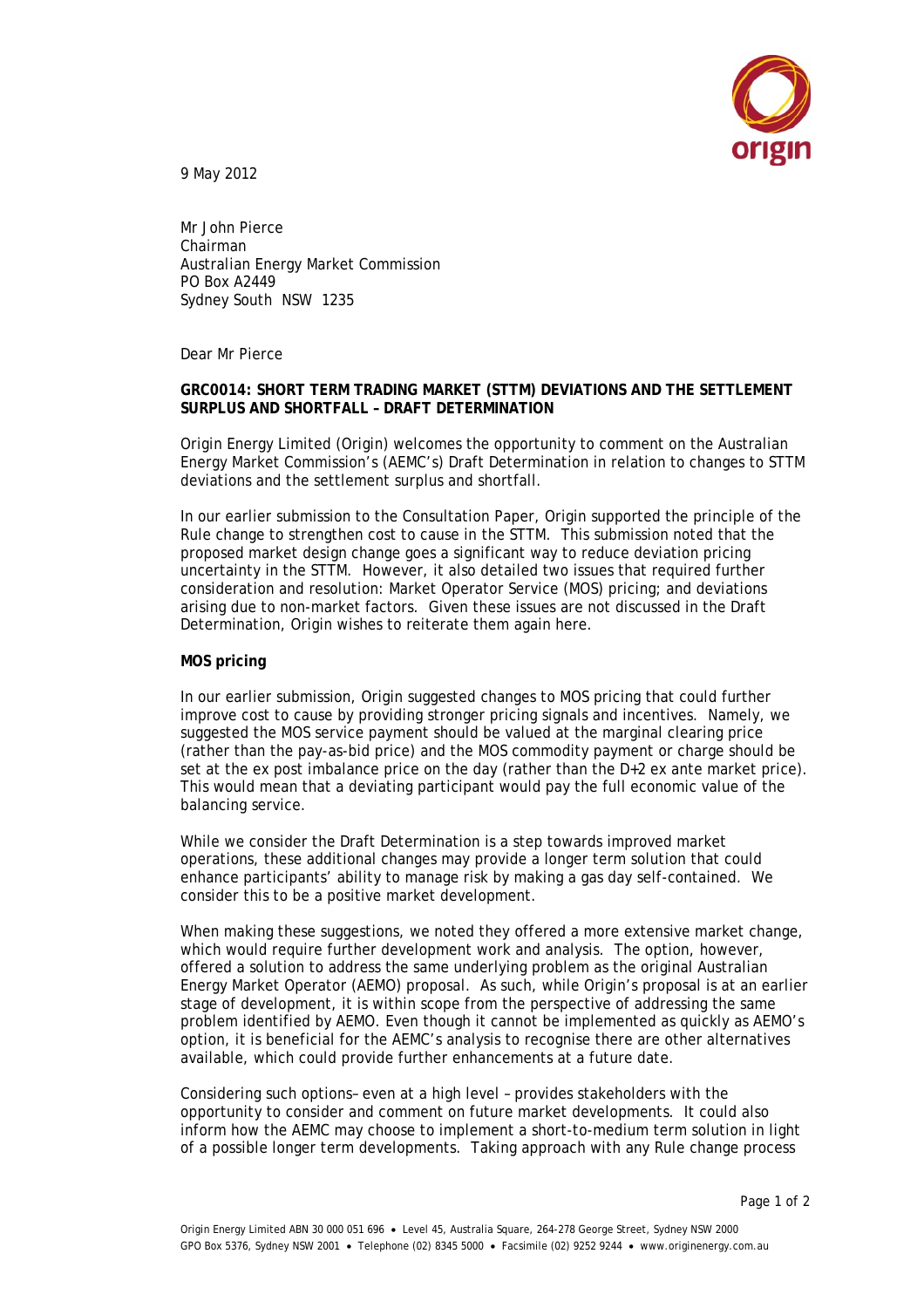9 May 2012

Mr John Pierce
Chairman
Australian Energy Market Commission
PO Box A2449
Sydney South NSW 1235

Dear Mr Pierce

**GRC0014: SHORT TERM TRADING MARKET (STTM) DEVIATIONS AND THE SETTLEMENT SURPLUS AND SHORTFALL – DRAFT DETERMINATION**

Origin Energy Limited (Origin) welcomes the opportunity to comment on the Australian Energy Market Commission's (AEMC's) Draft Determination in relation to changes to STTM deviations and the settlement surplus and shortfall.

In our earlier submission to the Consultation Paper, Origin supported the principle of the Rule change to strengthen cost to cause in the STTM. This submission noted that the proposed market design change goes a significant way to reduce deviation pricing uncertainty in the STTM. However, it also detailed two issues that required further consideration and resolution: Market Operator Service (MOS) pricing; and deviations arising due to non-market factors. Given these issues are not discussed in the Draft Determination, Origin wishes to reiterate them again here.

**MOS pricing**

In our earlier submission, Origin suggested changes to MOS pricing that could further improve cost to cause by providing stronger pricing signals and incentives. Namely, we suggested the MOS service payment should be valued at the marginal clearing price (rather than the pay-as-bid price) and the MOS commodity payment or charge should be set at the ex post imbalance price on the day (rather than the D+2 ex ante market price). This would mean that a deviating participant would pay the full economic value of the balancing service.

While we consider the Draft Determination is a step towards improved market operations, these additional changes may provide a longer term solution that could enhance participants' ability to manage risk by making a gas day self-contained. We consider this to be a positive market development.

When making these suggestions, we noted they offered a more extensive market change, which would require further development work and analysis. The option, however, offered a solution to address the same underlying problem as the original Australian Energy Market Operator (AEMO) proposal. As such, while Origin's proposal is at an earlier stage of development, it is within scope from the perspective of addressing the same problem identified by AEMO. Even though it cannot be implemented as quickly as AEMO's option, it is beneficial for the AEMC's analysis to recognise there are other alternatives available, which could provide further enhancements at a future date.

Considering such options– even at a high level – provides stakeholders with the opportunity to consider and comment on future market developments. It could also inform how the AEMC may choose to implement a short-to-medium term solution in light of a possible longer term developments. Taking approach with any Rule change process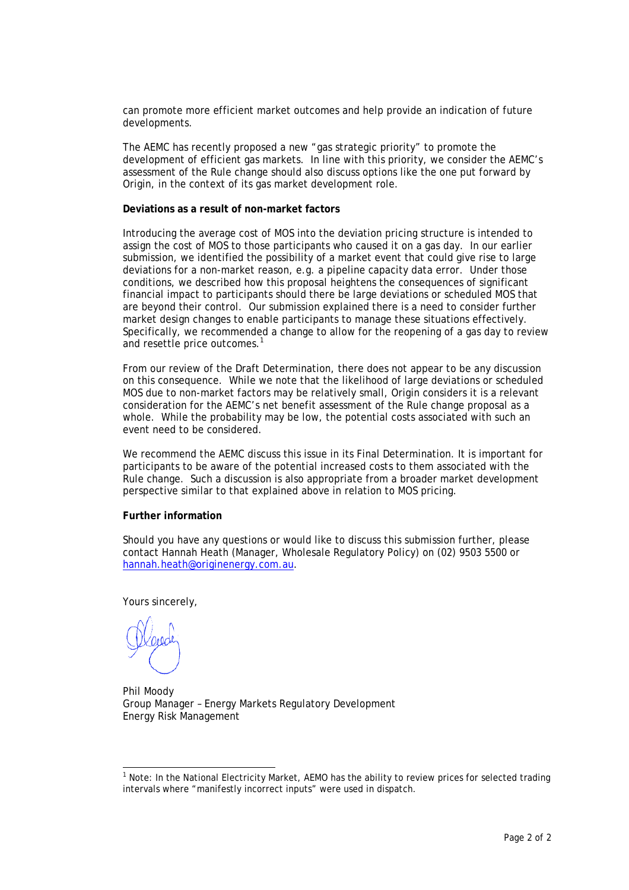can promote more efficient market outcomes and help provide an indication of future developments.

The AEMC has recently proposed a new "gas strategic priority" to promote the development of efficient gas markets. In line with this priority, we consider the AEMC's assessment of the Rule change should also discuss options like the one put forward by Origin, in the context of its gas market development role.

**Deviations as a result of non-market factors**

Introducing the average cost of MOS into the deviation pricing structure is intended to assign the cost of MOS to those participants who caused it on a gas day. In our earlier submission, we identified the possibility of a market event that could give rise to large deviations for a non-market reason, e.g. a pipeline capacity data error. Under those conditions, we described how this proposal heightens the consequences of significant financial impact to participants should there be large deviations or scheduled MOS that are beyond their control. Our submission explained there is a need to consider further market design changes to enable participants to manage these situations effectively. Specifically, we recommended a change to allow for the reopening of a gas day to review and resettle price outcomes.[1]

From our review of the Draft Determination, there does not appear to be any discussion on this consequence. While we note that the likelihood of large deviations or scheduled MOS due to non-market factors may be relatively small, Origin considers it is a relevant consideration for the AEMC's net benefit assessment of the Rule change proposal as a whole. While the probability may be low, the potential costs associated with such an event need to be considered.

We recommend the AEMC discuss this issue in its Final Determination. It is important for participants to be aware of the potential increased costs to them associated with the Rule change. Such a discussion is also appropriate from a broader market development perspective similar to that explained above in relation to MOS pricing.

**Further information**

Should you have any questions or would like to discuss this submission further, please contact Hannah Heath (Manager, Wholesale Regulatory Policy) on (02) 9503 5500 or hannah.heath@originenergy.com.au.

Yours sincerely,

Phil Moody
Group Manager – Energy Markets Regulatory Development
Energy Risk Management

---

[1] Note: In the National Electricity Market, AEMO has the ability to review prices for selected trading intervals where "manifestly incorrect inputs" were used in dispatch.